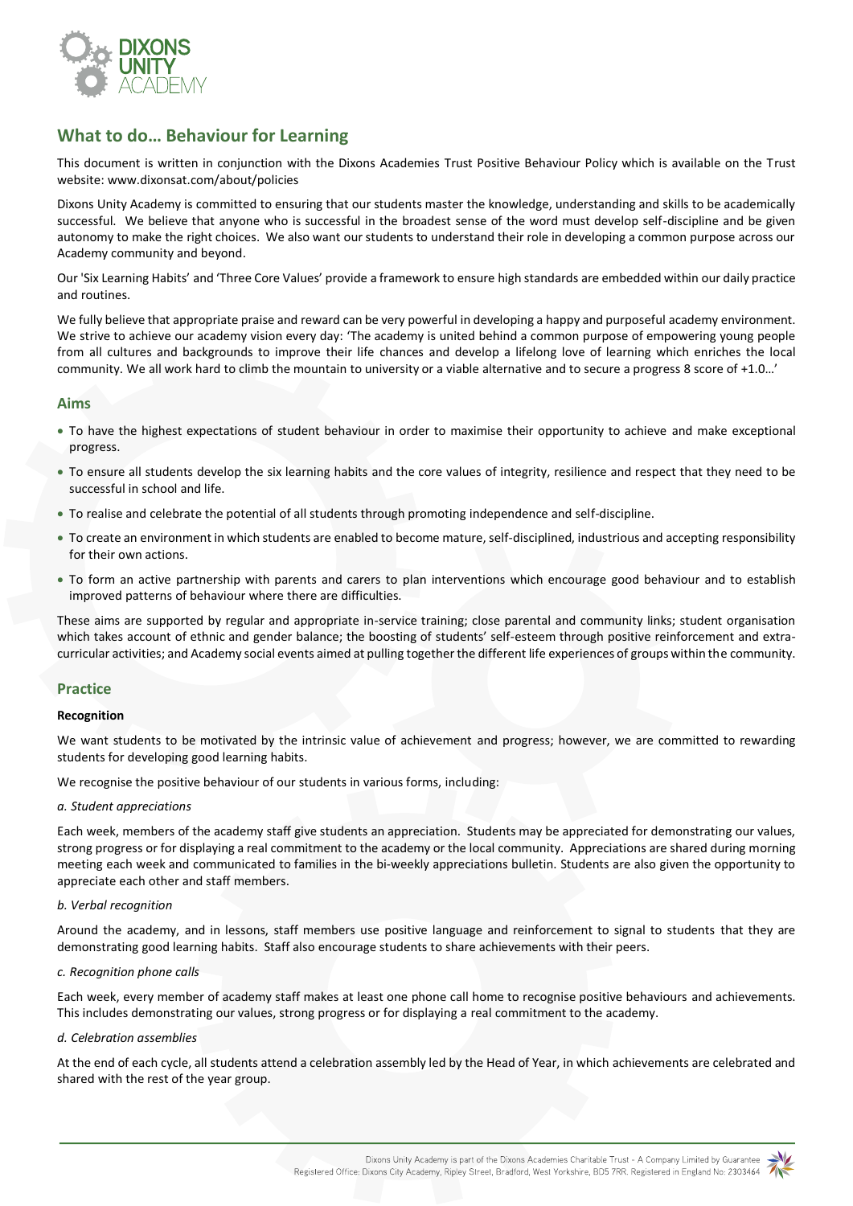# What to do… Behaviour for Learning

This document is written in conjunction with the Dixons Academies Trust Positive Behaviour Policy which is available on the Trust website: www.dixonsat.com/about/policies

Dixons Unity Academy is committed to ensuring that our students master the knowledge, understanding and skills to be academically successful. We believe that anyone who is successful in the broadest sense of the word must develop self-discipline and be given autonomy to make the right choices. We also want our students to understand their role in developing a common purpose across our Academy community and beyond.

Our 'Six Learning Habits' and 'Three Core Values' provide a framework to ensure high standards are embedded within our daily practice and routines.

We fully believe that appropriate praise and reward can be very powerful in developing a happy and purposeful academy environment. We strive to achieve our academy vision every day: 'The academy is united behind a common purpose of empowering young people from all cultures and backgrounds to improve their life chances and develop a lifelong love of learning which enriches the local community. We all work hard to climb the mountain to university or a viable alternative and to secure a progress 8 score of +1.0…'

## Aims

- To have the highest expectations of student behaviour in order to maximise their opportunity to achieve and make exceptional progress.
- To ensure all students develop the six learning habits and the core values of integrity, resilience and respect that they need to be successful in school and life.
- To realise and celebrate the potential of all students through promoting independence and self-discipline.
- To create an environment in which students are enabled to become mature, self-disciplined, industrious and accepting responsibility for their own actions.
- To form an active partnership with parents and carers to plan interventions which encourage good behaviour and to establish improved patterns of behaviour where there are difficulties.

These aims are supported by regular and appropriate in-service training; close parental and community links; student organisation which takes account of ethnic and gender balance; the boosting of students' self-esteem through positive reinforcement and extra-curricular activities; and Academy social events aimed at pulling together the different life experiences of groups within the community.

## Practice

**Recognition**

We want students to be motivated by the intrinsic value of achievement and progress; however, we are committed to rewarding students for developing good learning habits.

We recognise the positive behaviour of our students in various forms, including:

*a. Student appreciations*

Each week, members of the academy staff give students an appreciation. Students may be appreciated for demonstrating our values, strong progress or for displaying a real commitment to the academy or the local community. Appreciations are shared during morning meeting each week and communicated to families in the bi-weekly appreciations bulletin. Students are also given the opportunity to appreciate each other and staff members.

*b. Verbal recognition*

Around the academy, and in lessons, staff members use positive language and reinforcement to signal to students that they are demonstrating good learning habits. Staff also encourage students to share achievements with their peers.

*c. Recognition phone calls*

Each week, every member of academy staff makes at least one phone call home to recognise positive behaviours and achievements. This includes demonstrating our values, strong progress or for displaying a real commitment to the academy.

*d. Celebration assemblies*

At the end of each cycle, all students attend a celebration assembly led by the Head of Year, in which achievements are celebrated and shared with the rest of the year group.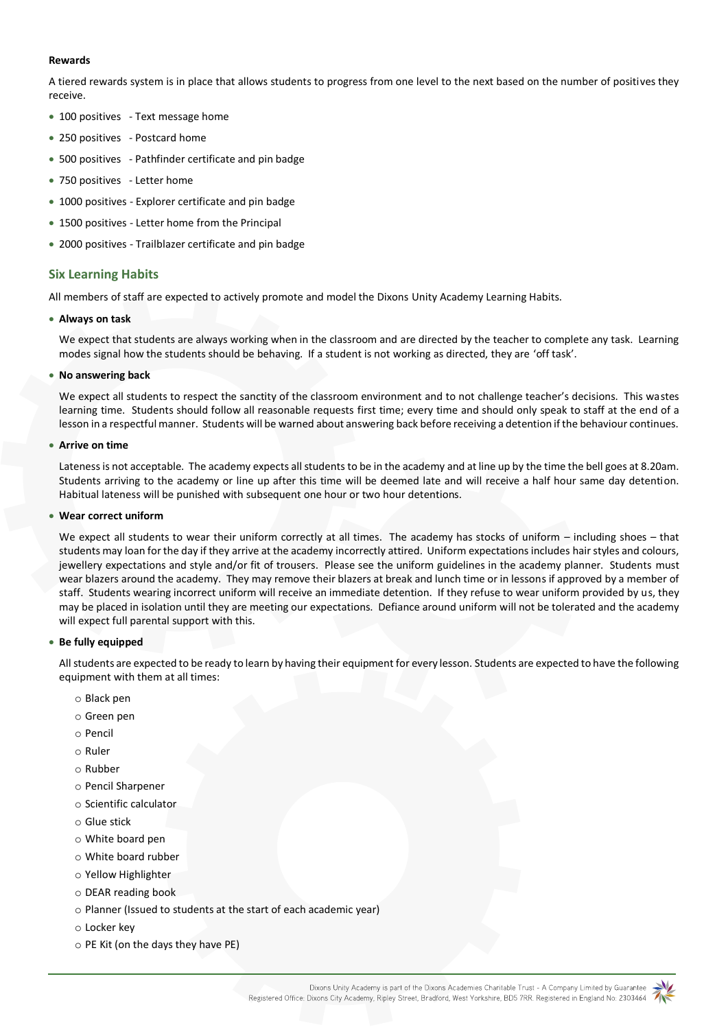**Rewards**

A tiered rewards system is in place that allows students to progress from one level to the next based on the number of positives they receive.

- 100 positives - Text message home
- 250 positives - Postcard home
- 500 positives - Pathfinder certificate and pin badge
- 750 positives - Letter home
- 1000 positives - Explorer certificate and pin badge
- 1500 positives - Letter home from the Principal
- 2000 positives - Trailblazer certificate and pin badge

## Six Learning Habits

All members of staff are expected to actively promote and model the Dixons Unity Academy Learning Habits.

- **Always on task**

  We expect that students are always working when in the classroom and are directed by the teacher to complete any task. Learning modes signal how the students should be behaving. If a student is not working as directed, they are 'off task'.

- **No answering back**

  We expect all students to respect the sanctity of the classroom environment and to not challenge teacher's decisions. This wastes learning time. Students should follow all reasonable requests first time; every time and should only speak to staff at the end of a lesson in a respectful manner. Students will be warned about answering back before receiving a detention if the behaviour continues.

- **Arrive on time**

  Lateness is not acceptable. The academy expects all students to be in the academy and at line up by the time the bell goes at 8.20am. Students arriving to the academy or line up after this time will be deemed late and will receive a half hour same day detention. Habitual lateness will be punished with subsequent one hour or two hour detentions.

- **Wear correct uniform**

  We expect all students to wear their uniform correctly at all times. The academy has stocks of uniform – including shoes – that students may loan for the day if they arrive at the academy incorrectly attired. Uniform expectations includes hair styles and colours, jewellery expectations and style and/or fit of trousers. Please see the uniform guidelines in the academy planner. Students must wear blazers around the academy. They may remove their blazers at break and lunch time or in lessons if approved by a member of staff. Students wearing incorrect uniform will receive an immediate detention. If they refuse to wear uniform provided by us, they may be placed in isolation until they are meeting our expectations. Defiance around uniform will not be tolerated and the academy will expect full parental support with this.

- **Be fully equipped**

  All students are expected to be ready to learn by having their equipment for every lesson. Students are expected to have the following equipment with them at all times:

  - Black pen
  - Green pen
  - Pencil
  - Ruler
  - Rubber
  - Pencil Sharpener
  - Scientific calculator
  - Glue stick
  - White board pen
  - White board rubber
  - Yellow Highlighter
  - DEAR reading book
  - Planner (Issued to students at the start of each academic year)
  - Locker key
  - PE Kit (on the days they have PE)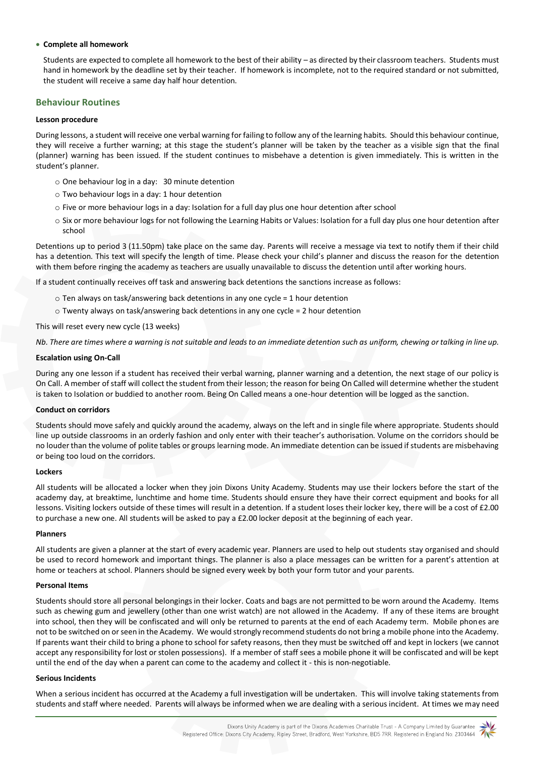- **Complete all homework**

  Students are expected to complete all homework to the best of their ability – as directed by their classroom teachers. Students must hand in homework by the deadline set by their teacher. If homework is incomplete, not to the required standard or not submitted, the student will receive a same day half hour detention.

## Behaviour Routines

**Lesson procedure**

During lessons, a student will receive one verbal warning for failing to follow any of the learning habits. Should this behaviour continue, they will receive a further warning; at this stage the student's planner will be taken by the teacher as a visible sign that the final (planner) warning has been issued. If the student continues to misbehave a detention is given immediately. This is written in the student's planner.

- One behaviour log in a day: 30 minute detention
- Two behaviour logs in a day: 1 hour detention
- Five or more behaviour logs in a day: Isolation for a full day plus one hour detention after school
- Six or more behaviour logs for not following the Learning Habits or Values: Isolation for a full day plus one hour detention after school

Detentions up to period 3 (11.50pm) take place on the same day. Parents will receive a message via text to notify them if their child has a detention. This text will specify the length of time. Please check your child's planner and discuss the reason for the detention with them before ringing the academy as teachers are usually unavailable to discuss the detention until after working hours.

If a student continually receives off task and answering back detentions the sanctions increase as follows:

- Ten always on task/answering back detentions in any one cycle = 1 hour detention
- Twenty always on task/answering back detentions in any one cycle = 2 hour detention

This will reset every new cycle (13 weeks)

*Nb. There are times where a warning is not suitable and leads to an immediate detention such as uniform, chewing or talking in line up.*

**Escalation using On-Call**

During any one lesson if a student has received their verbal warning, planner warning and a detention, the next stage of our policy is On Call. A member of staff will collect the student from their lesson; the reason for being On Called will determine whether the student is taken to Isolation or buddied to another room. Being On Called means a one-hour detention will be logged as the sanction.

**Conduct on corridors**

Students should move safely and quickly around the academy, always on the left and in single file where appropriate. Students should line up outside classrooms in an orderly fashion and only enter with their teacher's authorisation. Volume on the corridors should be no louder than the volume of polite tables or groups learning mode. An immediate detention can be issued if students are misbehaving or being too loud on the corridors.

**Lockers**

All students will be allocated a locker when they join Dixons Unity Academy. Students may use their lockers before the start of the academy day, at breaktime, lunchtime and home time. Students should ensure they have their correct equipment and books for all lessons. Visiting lockers outside of these times will result in a detention. If a student loses their locker key, there will be a cost of £2.00 to purchase a new one. All students will be asked to pay a £2.00 locker deposit at the beginning of each year.

**Planners**

All students are given a planner at the start of every academic year. Planners are used to help out students stay organised and should be used to record homework and important things. The planner is also a place messages can be written for a parent's attention at home or teachers at school. Planners should be signed every week by both your form tutor and your parents.

**Personal Items**

Students should store all personal belongings in their locker. Coats and bags are not permitted to be worn around the Academy. Items such as chewing gum and jewellery (other than one wrist watch) are not allowed in the Academy. If any of these items are brought into school, then they will be confiscated and will only be returned to parents at the end of each Academy term. Mobile phones are not to be switched on or seen in the Academy. We would strongly recommend students do not bring a mobile phone into the Academy. If parents want their child to bring a phone to school for safety reasons, then they must be switched off and kept in lockers (we cannot accept any responsibility for lost or stolen possessions). If a member of staff sees a mobile phone it will be confiscated and will be kept until the end of the day when a parent can come to the academy and collect it - this is non-negotiable.

**Serious Incidents**

When a serious incident has occurred at the Academy a full investigation will be undertaken. This will involve taking statements from students and staff where needed. Parents will always be informed when we are dealing with a serious incident. At times we may need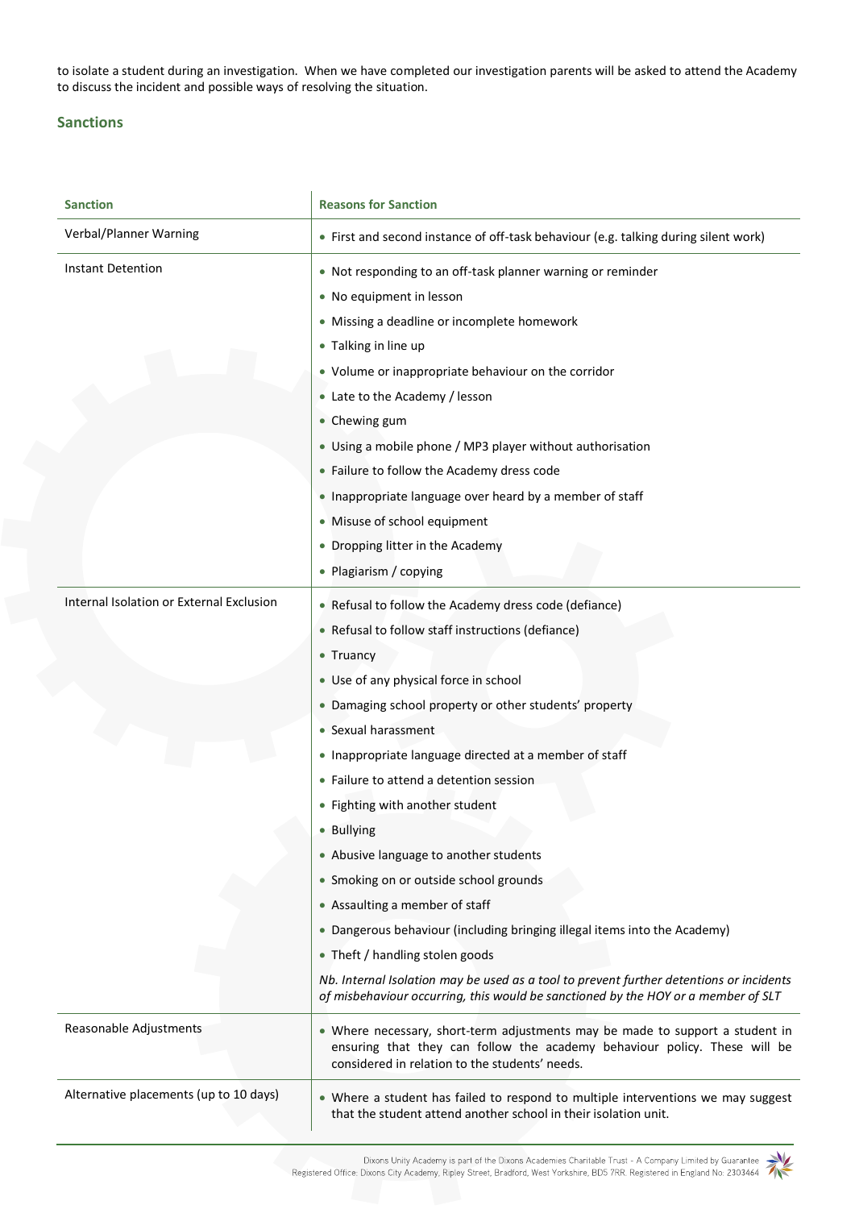to isolate a student during an investigation. When we have completed our investigation parents will be asked to attend the Academy to discuss the incident and possible ways of resolving the situation.

## Sanctions

| Sanction | Reasons for Sanction |
|---|---|
| Verbal/Planner Warning | • First and second instance of off-task behaviour (e.g. talking during silent work) |
| Instant Detention | • Not responding to an off-task planner warning or reminder<br>• No equipment in lesson<br>• Missing a deadline or incomplete homework<br>• Talking in line up<br>• Volume or inappropriate behaviour on the corridor<br>• Late to the Academy / lesson<br>• Chewing gum<br>• Using a mobile phone / MP3 player without authorisation<br>• Failure to follow the Academy dress code<br>• Inappropriate language over heard by a member of staff<br>• Misuse of school equipment<br>• Dropping litter in the Academy<br>• Plagiarism / copying |
| Internal Isolation or External Exclusion | • Refusal to follow the Academy dress code (defiance)<br>• Refusal to follow staff instructions (defiance)<br>• Truancy<br>• Use of any physical force in school<br>• Damaging school property or other students' property<br>• Sexual harassment<br>• Inappropriate language directed at a member of staff<br>• Failure to attend a detention session<br>• Fighting with another student<br>• Bullying<br>• Abusive language to another students<br>• Smoking on or outside school grounds<br>• Assaulting a member of staff<br>• Dangerous behaviour (including bringing illegal items into the Academy)<br>• Theft / handling stolen goods<br>*Nb. Internal Isolation may be used as a tool to prevent further detentions or incidents of misbehaviour occurring, this would be sanctioned by the HOY or a member of SLT* |
| Reasonable Adjustments | • Where necessary, short-term adjustments may be made to support a student in ensuring that they can follow the academy behaviour policy. These will be considered in relation to the students' needs. |
| Alternative placements (up to 10 days) | • Where a student has failed to respond to multiple interventions we may suggest that the student attend another school in their isolation unit. |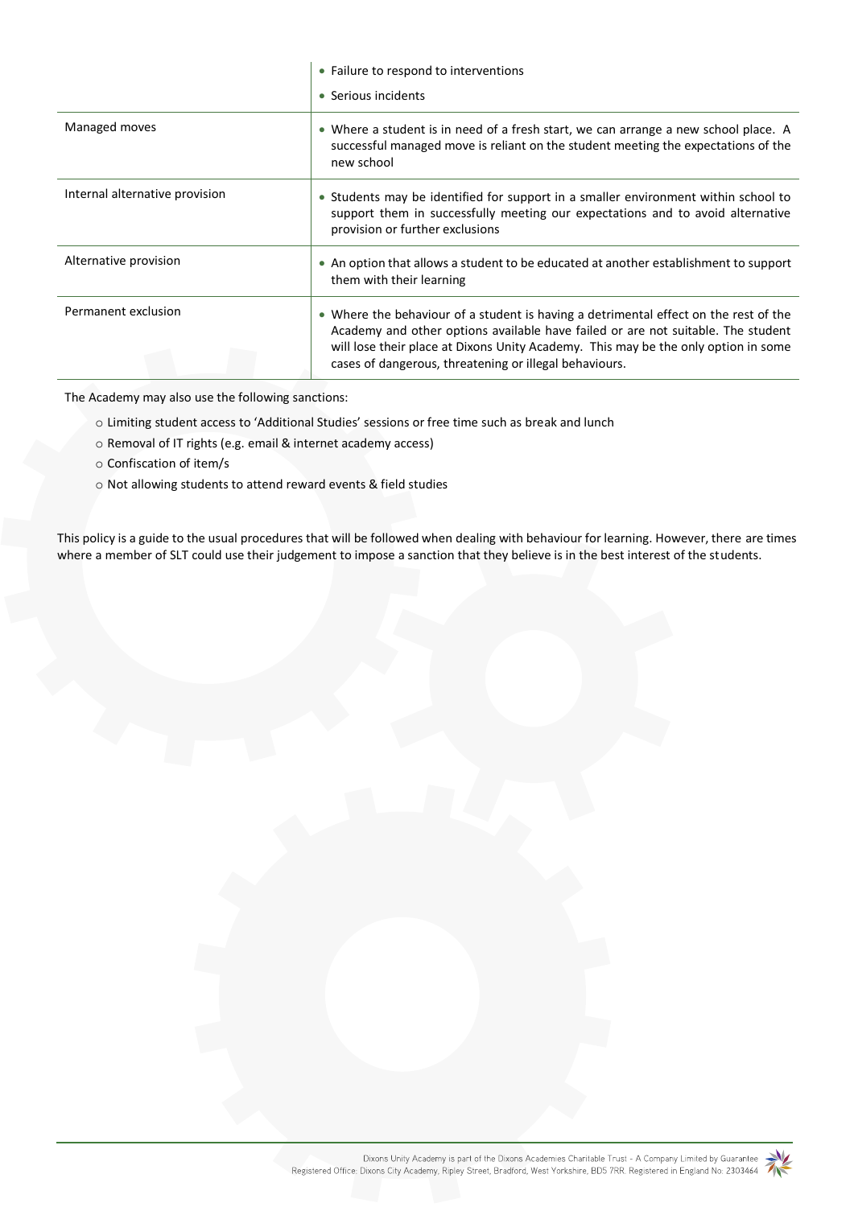| | |
|---|---|
| | • Failure to respond to interventions<br>• Serious incidents |
| Managed moves | • Where a student is in need of a fresh start, we can arrange a new school place. A successful managed move is reliant on the student meeting the expectations of the new school |
| Internal alternative provision | • Students may be identified for support in a smaller environment within school to support them in successfully meeting our expectations and to avoid alternative provision or further exclusions |
| Alternative provision | • An option that allows a student to be educated at another establishment to support them with their learning |
| Permanent exclusion | • Where the behaviour of a student is having a detrimental effect on the rest of the Academy and other options available have failed or are not suitable. The student will lose their place at Dixons Unity Academy. This may be the only option in some cases of dangerous, threatening or illegal behaviours. |

The Academy may also use the following sanctions:

- Limiting student access to 'Additional Studies' sessions or free time such as break and lunch
- Removal of IT rights (e.g. email & internet academy access)
- Confiscation of item/s
- Not allowing students to attend reward events & field studies

This policy is a guide to the usual procedures that will be followed when dealing with behaviour for learning. However, there are times where a member of SLT could use their judgement to impose a sanction that they believe is in the best interest of the students.